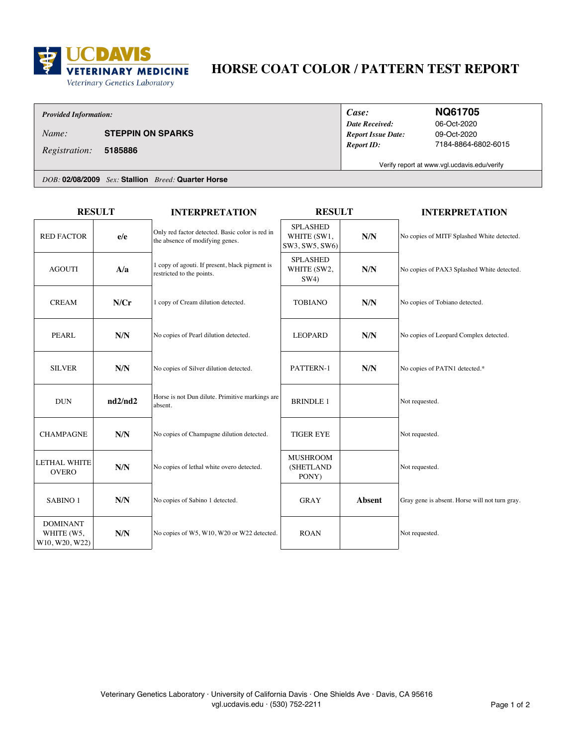UC DAVIS VETERINARY MEDICINE
Veterinary Genetics Laboratory

# HORSE COAT COLOR / PATTERN TEST REPORT

***Provided Information:***

*Name:* **STEPPIN ON SPARKS**

*Registration:* **5185886**

*Case:* **NQ61705**
*Date Received:* 06-Oct-2020
*Report Issue Date:* 09-Oct-2020
*Report ID:* 7184-8864-6802-6015

Verify report at www.vgl.ucdavis.edu/verify

*DOB:* **02/08/2009** *Sex:* **Stallion** *Breed:* **Quarter Horse**

| RESULT | | INTERPRETATION |
|---|---|---|
| RED FACTOR | **e/e** | Only red factor detected. Basic color is red in the absence of modifying genes. |
| AGOUTI | **A/a** | 1 copy of agouti. If present, black pigment is restricted to the points. |
| CREAM | **N/Cr** | 1 copy of Cream dilution detected. |
| PEARL | **N/N** | No copies of Pearl dilution detected. |
| SILVER | **N/N** | No copies of Silver dilution detected. |
| DUN | **nd2/nd2** | Horse is not Dun dilute. Primitive markings are absent. |
| CHAMPAGNE | **N/N** | No copies of Champagne dilution detected. |
| LETHAL WHITE OVERO | **N/N** | No copies of lethal white overo detected. |
| SABINO 1 | **N/N** | No copies of Sabino 1 detected. |
| DOMINANT WHITE (W5, W10, W20, W22) | **N/N** | No copies of W5, W10, W20 or W22 detected. |

| RESULT | | INTERPRETATION |
|---|---|---|
| SPLASHED WHITE (SW1, SW3, SW5, SW6) | **N/N** | No copies of MITF Splashed White detected. |
| SPLASHED WHITE (SW2, SW4) | **N/N** | No copies of PAX3 Splashed White detected. |
| TOBIANO | **N/N** | No copies of Tobiano detected. |
| LEOPARD | **N/N** | No copies of Leopard Complex detected. |
| PATTERN-1 | **N/N** | No copies of PATN1 detected.* |
| BRINDLE 1 | | Not requested. |
| TIGER EYE | | Not requested. |
| MUSHROOM (SHETLAND PONY) | | Not requested. |
| GRAY | **Absent** | Gray gene is absent. Horse will not turn gray. |
| ROAN | | Not requested. |

Veterinary Genetics Laboratory · University of California Davis · One Shields Ave · Davis, CA 95616
vgl.ucdavis.edu · (530) 752-2211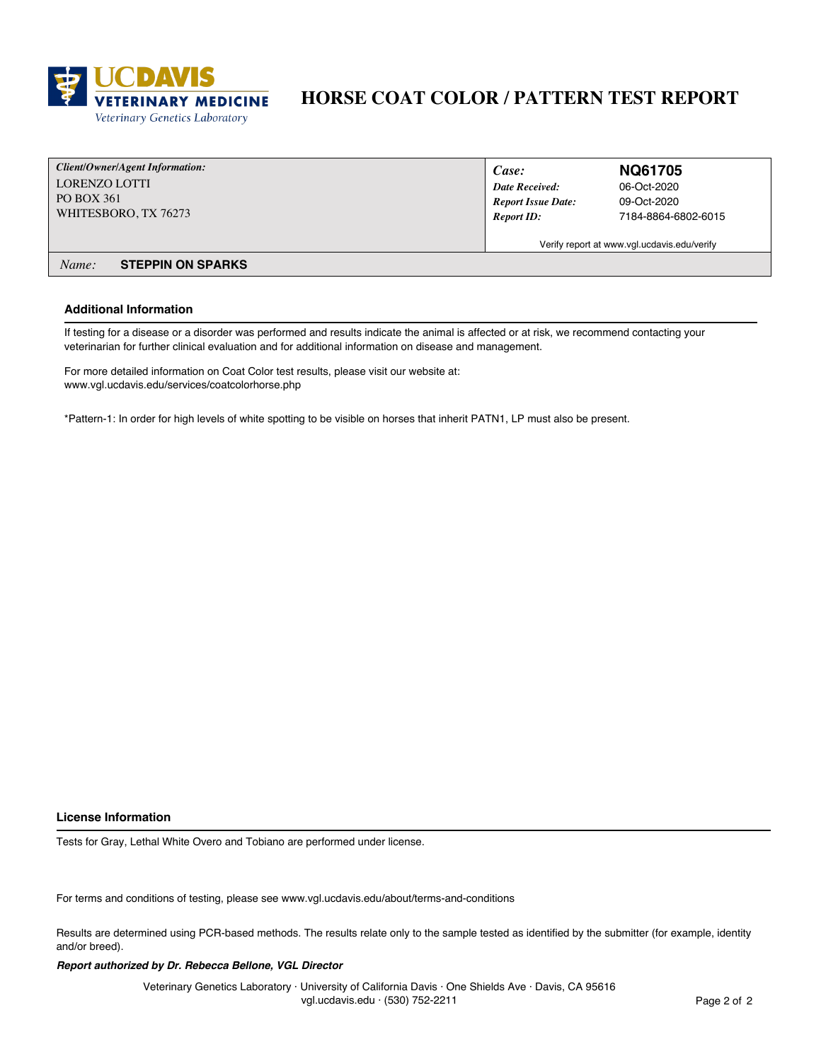# HORSE COAT COLOR / PATTERN TEST REPORT

| | |
|---|---|
| ***Client/Owner/Agent Information:*** <br> LORENZO LOTTI <br> PO BOX 361 <br> WHITESBORO, TX 76273 | ***Case:*** **NQ61705** <br> ***Date Received:*** 06-Oct-2020 <br> ***Report Issue Date:*** 09-Oct-2020 <br> ***Report ID:*** 7184-8864-6802-6015 <br> Verify report at www.vgl.ucdavis.edu/verify |

*Name:* **STEPPIN ON SPARKS**

### Additional Information

If testing for a disease or a disorder was performed and results indicate the animal is affected or at risk, we recommend contacting your veterinarian for further clinical evaluation and for additional information on disease and management.

For more detailed information on Coat Color test results, please visit our website at:
www.vgl.ucdavis.edu/services/coatcolorhorse.php

*Pattern-1: In order for high levels of white spotting to be visible on horses that inherit PATN1, LP must also be present.

### License Information

Tests for Gray, Lethal White Overo and Tobiano are performed under license.

For terms and conditions of testing, please see www.vgl.ucdavis.edu/about/terms-and-conditions

Results are determined using PCR-based methods. The results relate only to the sample tested as identified by the submitter (for example, identity and/or breed).

***Report authorized by Dr. Rebecca Bellone, VGL Director***

Veterinary Genetics Laboratory · University of California Davis · One Shields Ave · Davis, CA 95616
vgl.ucdavis.edu · (530) 752-2211